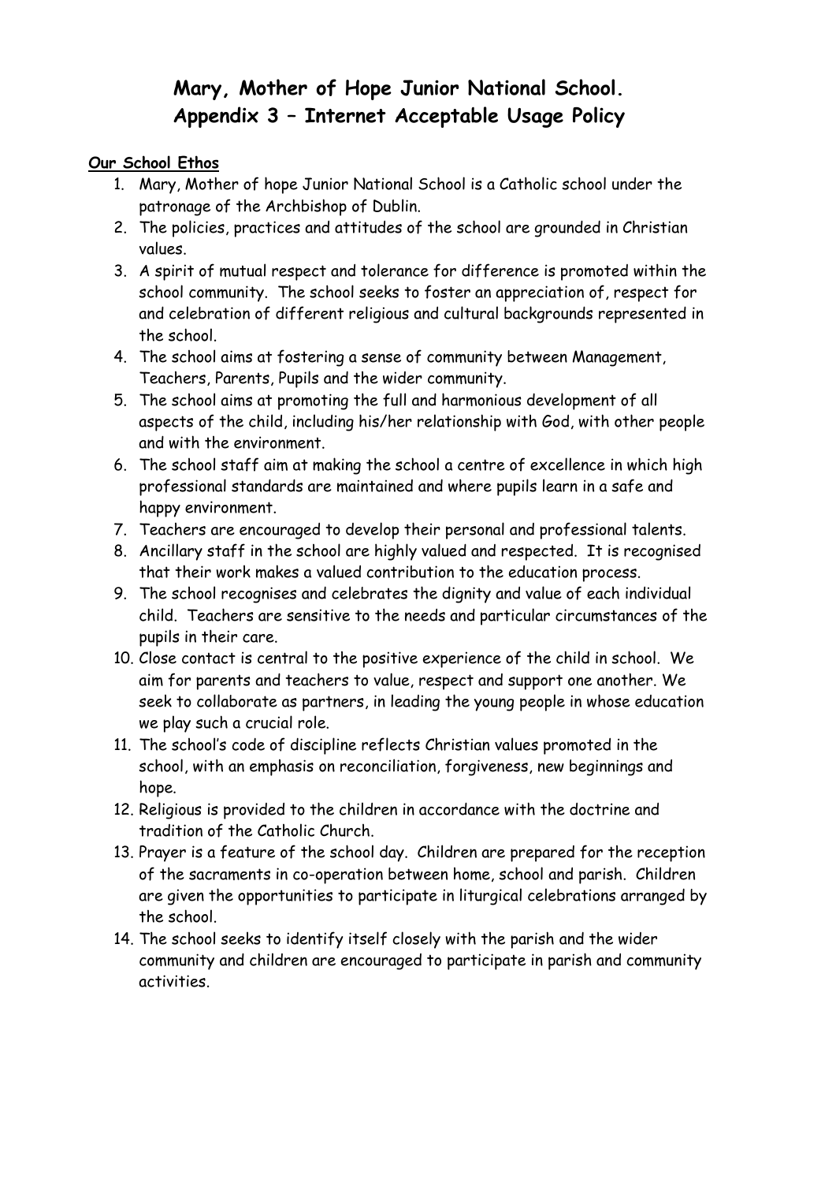# Mary, Mother of Hope Junior National School.
# Appendix 3 – Internet Acceptable Usage Policy

**Our School Ethos**

1. Mary, Mother of hope Junior National School is a Catholic school under the patronage of the Archbishop of Dublin.
2. The policies, practices and attitudes of the school are grounded in Christian values.
3. A spirit of mutual respect and tolerance for difference is promoted within the school community. The school seeks to foster an appreciation of, respect for and celebration of different religious and cultural backgrounds represented in the school.
4. The school aims at fostering a sense of community between Management, Teachers, Parents, Pupils and the wider community.
5. The school aims at promoting the full and harmonious development of all aspects of the child, including his/her relationship with God, with other people and with the environment.
6. The school staff aim at making the school a centre of excellence in which high professional standards are maintained and where pupils learn in a safe and happy environment.
7. Teachers are encouraged to develop their personal and professional talents.
8. Ancillary staff in the school are highly valued and respected. It is recognised that their work makes a valued contribution to the education process.
9. The school recognises and celebrates the dignity and value of each individual child. Teachers are sensitive to the needs and particular circumstances of the pupils in their care.
10. Close contact is central to the positive experience of the child in school. We aim for parents and teachers to value, respect and support one another. We seek to collaborate as partners, in leading the young people in whose education we play such a crucial role.
11. The school's code of discipline reflects Christian values promoted in the school, with an emphasis on reconciliation, forgiveness, new beginnings and hope.
12. Religious is provided to the children in accordance with the doctrine and tradition of the Catholic Church.
13. Prayer is a feature of the school day. Children are prepared for the reception of the sacraments in co-operation between home, school and parish. Children are given the opportunities to participate in liturgical celebrations arranged by the school.
14. The school seeks to identify itself closely with the parish and the wider community and children are encouraged to participate in parish and community activities.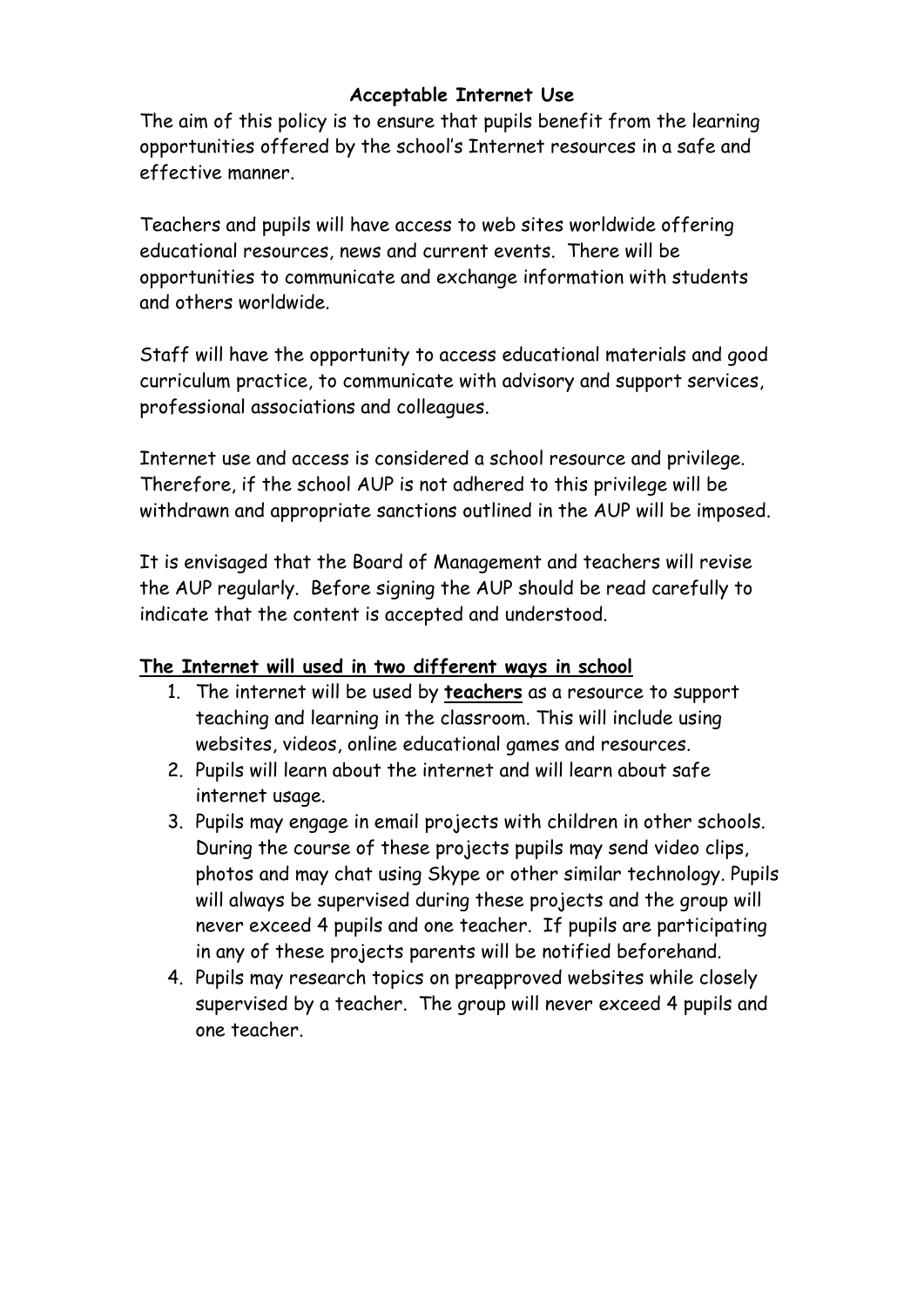## Acceptable Internet Use

The aim of this policy is to ensure that pupils benefit from the learning opportunities offered by the school's Internet resources in a safe and effective manner.

Teachers and pupils will have access to web sites worldwide offering educational resources, news and current events. There will be opportunities to communicate and exchange information with students and others worldwide.

Staff will have the opportunity to access educational materials and good curriculum practice, to communicate with advisory and support services, professional associations and colleagues.

Internet use and access is considered a school resource and privilege. Therefore, if the school AUP is not adhered to this privilege will be withdrawn and appropriate sanctions outlined in the AUP will be imposed.

It is envisaged that the Board of Management and teachers will revise the AUP regularly. Before signing the AUP should be read carefully to indicate that the content is accepted and understood.

**The Internet will used in two different ways in school**

1. The internet will be used by **teachers** as a resource to support teaching and learning in the classroom. This will include using websites, videos, online educational games and resources.
2. Pupils will learn about the internet and will learn about safe internet usage.
3. Pupils may engage in email projects with children in other schools. During the course of these projects pupils may send video clips, photos and may chat using Skype or other similar technology. Pupils will always be supervised during these projects and the group will never exceed 4 pupils and one teacher. If pupils are participating in any of these projects parents will be notified beforehand.
4. Pupils may research topics on preapproved websites while closely supervised by a teacher. The group will never exceed 4 pupils and one teacher.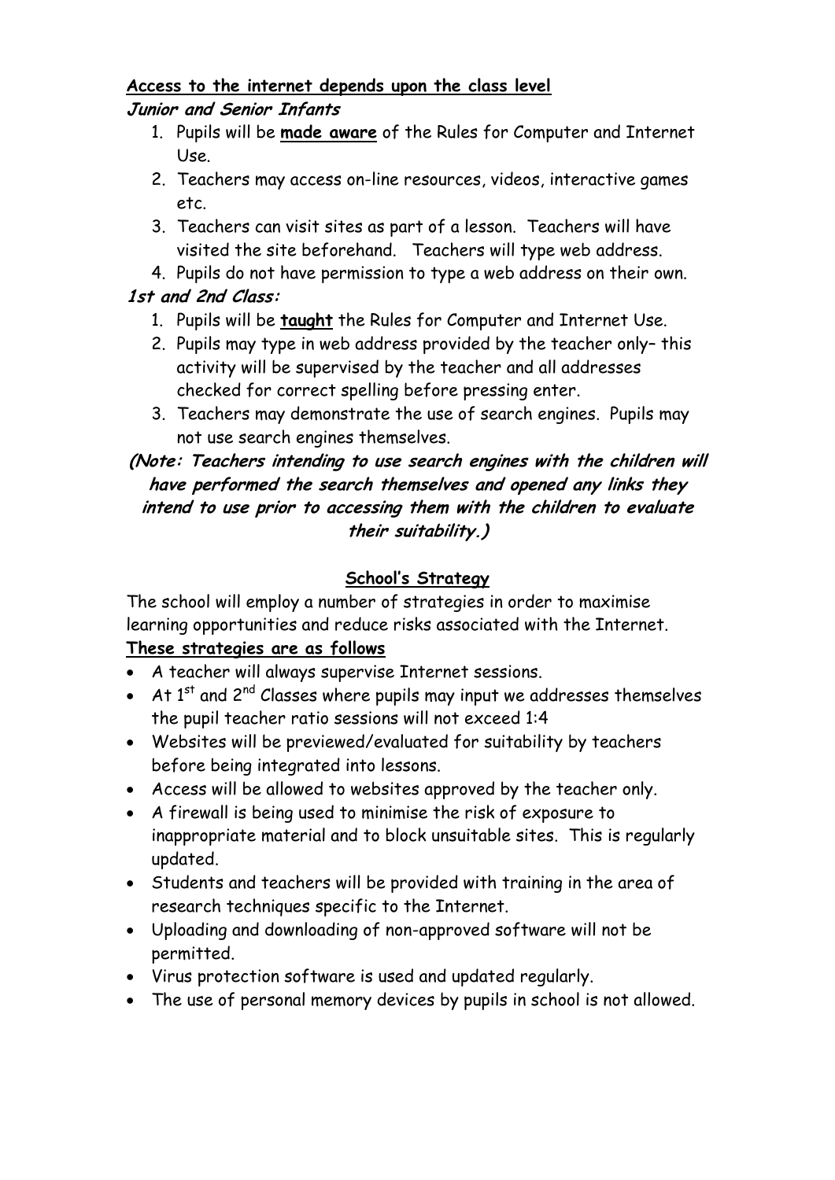**Access to the internet depends upon the class level**

***Junior and Senior Infants***

1. Pupils will be **made aware** of the Rules for Computer and Internet Use.
2. Teachers may access on-line resources, videos, interactive games etc.
3. Teachers can visit sites as part of a lesson. Teachers will have visited the site beforehand. Teachers will type web address.
4. Pupils do not have permission to type a web address on their own.

***1st and 2nd Class:***

1. Pupils will be **taught** the Rules for Computer and Internet Use.
2. Pupils may type in web address provided by the teacher only– this activity will be supervised by the teacher and all addresses checked for correct spelling before pressing enter.
3. Teachers may demonstrate the use of search engines. Pupils may not use search engines themselves.

***(Note: Teachers intending to use search engines with the children will have performed the search themselves and opened any links they intend to use prior to accessing them with the children to evaluate their suitability.)***

## School's Strategy

The school will employ a number of strategies in order to maximise learning opportunities and reduce risks associated with the Internet.

**These strategies are as follows**

- A teacher will always supervise Internet sessions.
- At 1st and 2nd Classes where pupils may input we addresses themselves the pupil teacher ratio sessions will not exceed 1:4
- Websites will be previewed/evaluated for suitability by teachers before being integrated into lessons.
- Access will be allowed to websites approved by the teacher only.
- A firewall is being used to minimise the risk of exposure to inappropriate material and to block unsuitable sites. This is regularly updated.
- Students and teachers will be provided with training in the area of research techniques specific to the Internet.
- Uploading and downloading of non-approved software will not be permitted.
- Virus protection software is used and updated regularly.
- The use of personal memory devices by pupils in school is not allowed.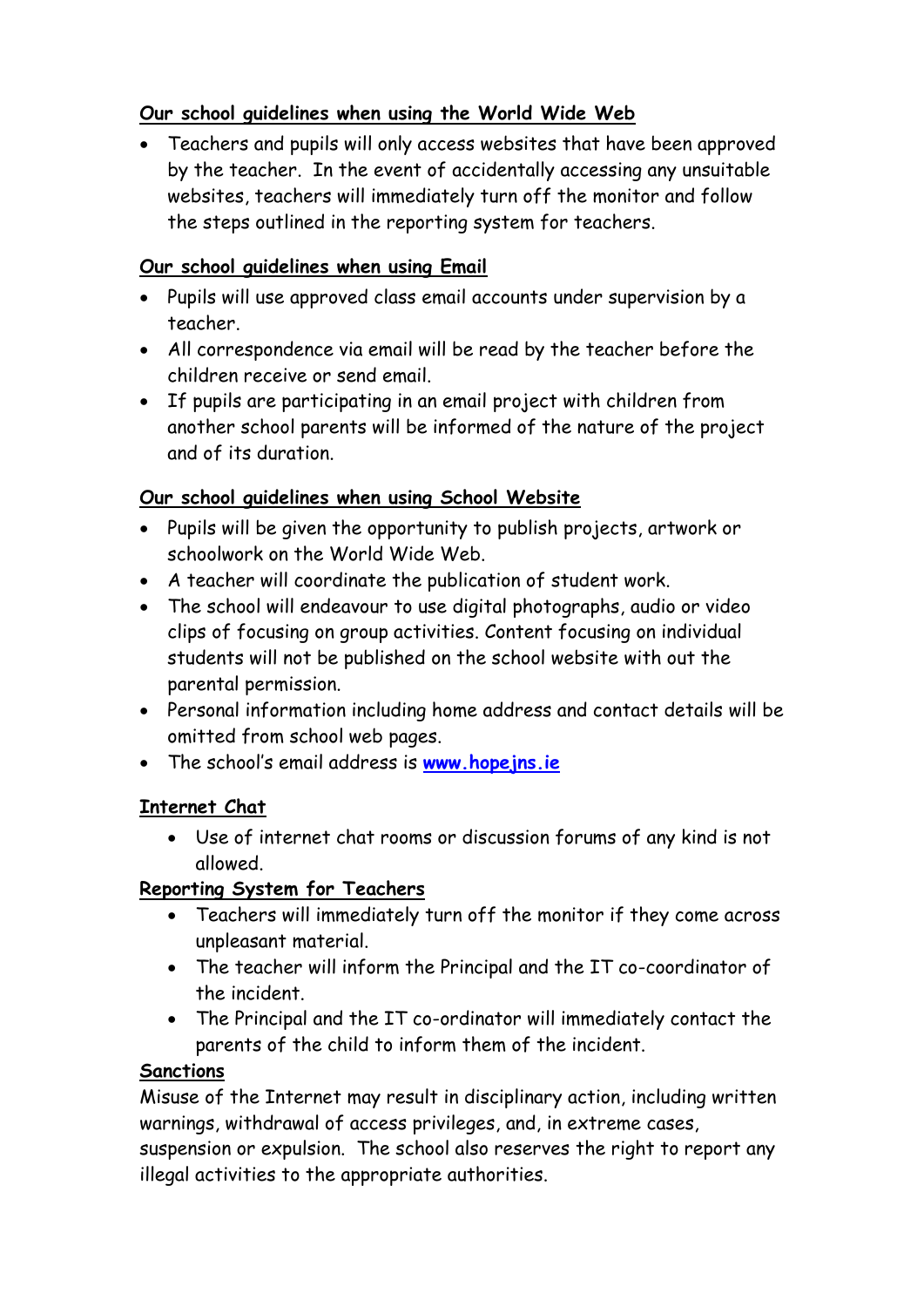**Our school guidelines when using the World Wide Web**

- Teachers and pupils will only access websites that have been approved by the teacher. In the event of accidentally accessing any unsuitable websites, teachers will immediately turn off the monitor and follow the steps outlined in the reporting system for teachers.

**Our school guidelines when using Email**

- Pupils will use approved class email accounts under supervision by a teacher.
- All correspondence via email will be read by the teacher before the children receive or send email.
- If pupils are participating in an email project with children from another school parents will be informed of the nature of the project and of its duration.

**Our school guidelines when using School Website**

- Pupils will be given the opportunity to publish projects, artwork or schoolwork on the World Wide Web.
- A teacher will coordinate the publication of student work.
- The school will endeavour to use digital photographs, audio or video clips of focusing on group activities. Content focusing on individual students will not be published on the school website with out the parental permission.
- Personal information including home address and contact details will be omitted from school web pages.
- The school's email address is **www.hopejns.ie**

**Internet Chat**

- Use of internet chat rooms or discussion forums of any kind is not allowed.

**Reporting System for Teachers**

- Teachers will immediately turn off the monitor if they come across unpleasant material.
- The teacher will inform the Principal and the IT co-coordinator of the incident.
- The Principal and the IT co-ordinator will immediately contact the parents of the child to inform them of the incident.

**Sanctions**

Misuse of the Internet may result in disciplinary action, including written warnings, withdrawal of access privileges, and, in extreme cases, suspension or expulsion. The school also reserves the right to report any illegal activities to the appropriate authorities.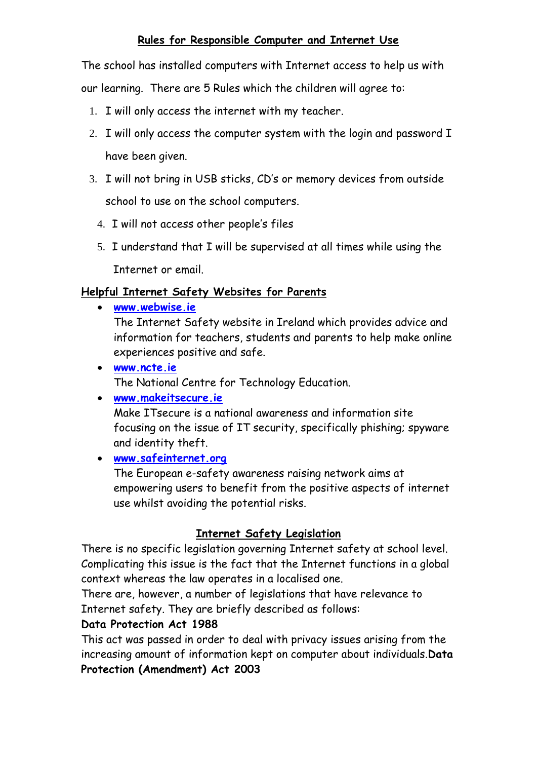## Rules for Responsible Computer and Internet Use

The school has installed computers with Internet access to help us with our learning. There are 5 Rules which the children will agree to:

1. I will only access the internet with my teacher.
2. I will only access the computer system with the login and password I have been given.
3. I will not bring in USB sticks, CD's or memory devices from outside school to use on the school computers.
4. I will not access other people's files
5. I understand that I will be supervised at all times while using the Internet or email.

## Helpful Internet Safety Websites for Parents

- **www.webwise.ie**
  The Internet Safety website in Ireland which provides advice and information for teachers, students and parents to help make online experiences positive and safe.
- **www.ncte.ie**
  The National Centre for Technology Education.
- **www.makeitsecure.ie**
  Make ITsecure is a national awareness and information site focusing on the issue of IT security, specifically phishing; spyware and identity theft.
- **www.safeinternet.org**
  The European e-safety awareness raising network aims at empowering users to benefit from the positive aspects of internet use whilst avoiding the potential risks.

## Internet Safety Legislation

There is no specific legislation governing Internet safety at school level. Complicating this issue is the fact that the Internet functions in a global context whereas the law operates in a localised one.
There are, however, a number of legislations that have relevance to Internet safety. They are briefly described as follows:

**Data Protection Act 1988**

This act was passed in order to deal with privacy issues arising from the increasing amount of information kept on computer about individuals.

**Data Protection (Amendment) Act 2003**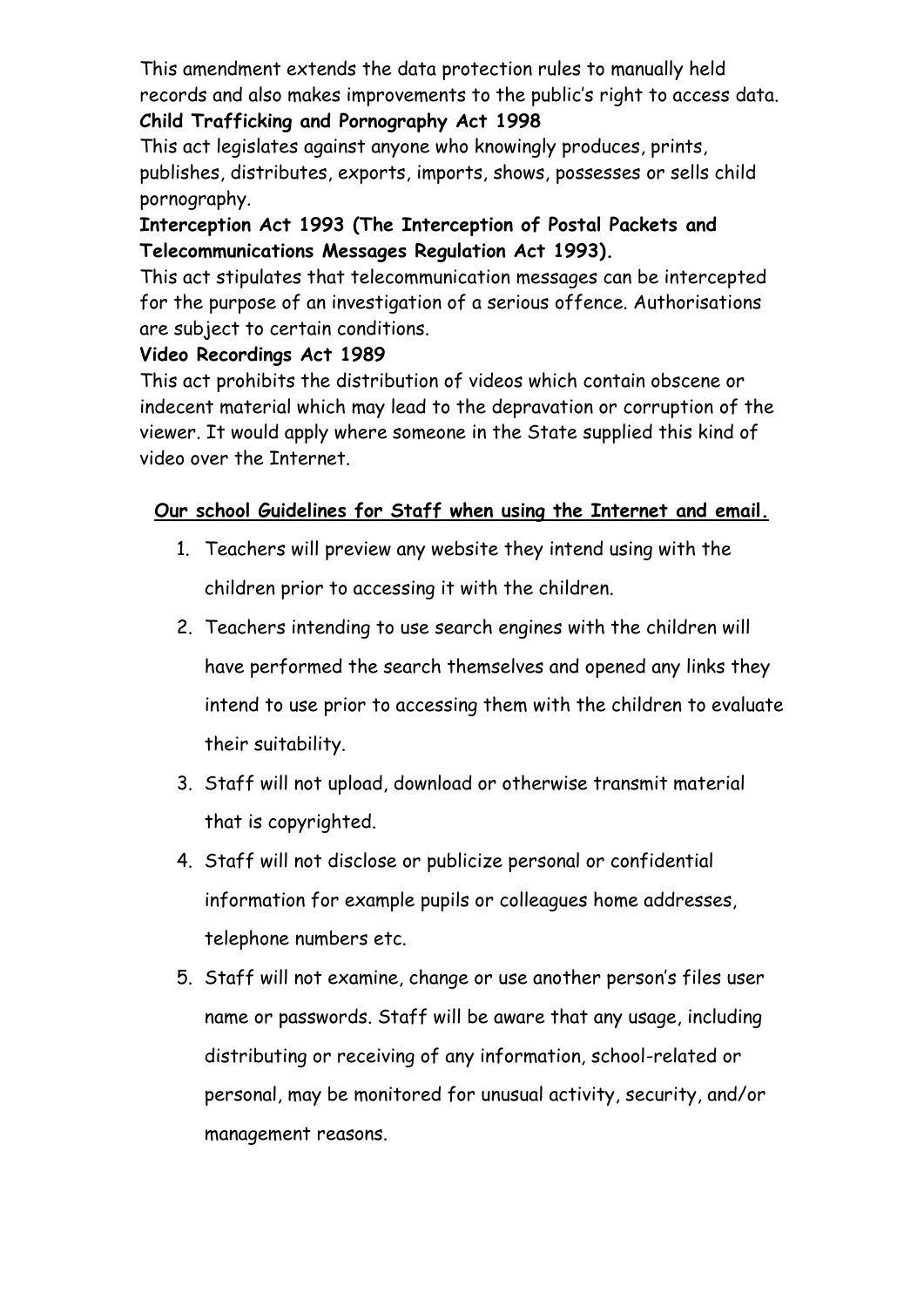This amendment extends the data protection rules to manually held records and also makes improvements to the public's right to access data.

**Child Trafficking and Pornography Act 1998**

This act legislates against anyone who knowingly produces, prints, publishes, distributes, exports, imports, shows, possesses or sells child pornography.

**Interception Act 1993 (The Interception of Postal Packets and Telecommunications Messages Regulation Act 1993).**

This act stipulates that telecommunication messages can be intercepted for the purpose of an investigation of a serious offence. Authorisations are subject to certain conditions.

**Video Recordings Act 1989**

This act prohibits the distribution of videos which contain obscene or indecent material which may lead to the depravation or corruption of the viewer. It would apply where someone in the State supplied this kind of video over the Internet.

## Our school Guidelines for Staff when using the Internet and email.

1. Teachers will preview any website they intend using with the children prior to accessing it with the children.
2. Teachers intending to use search engines with the children will have performed the search themselves and opened any links they intend to use prior to accessing them with the children to evaluate their suitability.
3. Staff will not upload, download or otherwise transmit material that is copyrighted.
4. Staff will not disclose or publicize personal or confidential information for example pupils or colleagues home addresses, telephone numbers etc.
5. Staff will not examine, change or use another person's files user name or passwords. Staff will be aware that any usage, including distributing or receiving of any information, school-related or personal, may be monitored for unusual activity, security, and/or management reasons.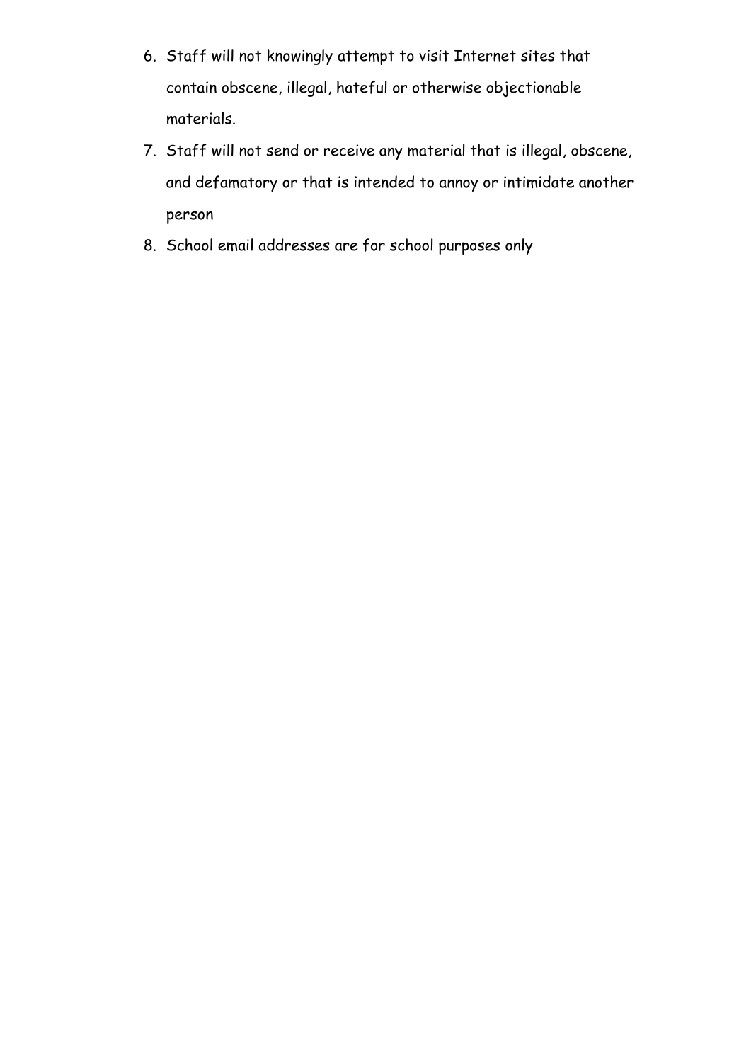6. Staff will not knowingly attempt to visit Internet sites that contain obscene, illegal, hateful or otherwise objectionable materials.
7. Staff will not send or receive any material that is illegal, obscene, and defamatory or that is intended to annoy or intimidate another person
8. School email addresses are for school purposes only